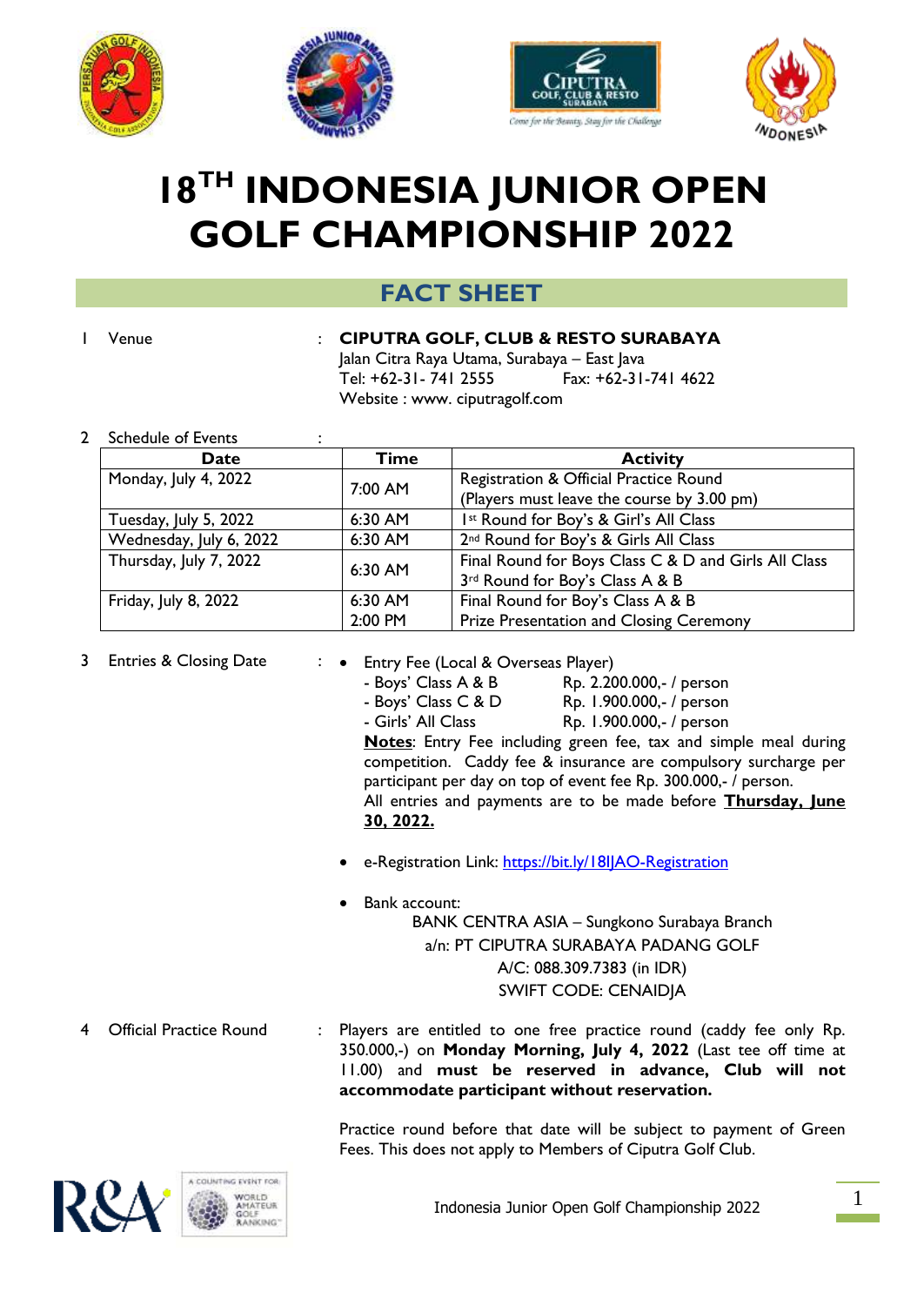# 18TH INDONESIA JUNIOR OPEN GOLF CHAMPIONSHIP 2022

## FACT SHEET

1 Venue : **CIPUTRA GOLF, CLUB & RESTO SURABAYA**
Jalan Citra Raya Utama, Surabaya – East Java
Tel: +62-31- 741 2555 Fax: +62-31-741 4622
Website : www. ciputragolf.com

2 Schedule of Events :

| Date | Time | Activity |
|---|---|---|
| Monday, July 4, 2022 | 7:00 AM | Registration & Official Practice Round (Players must leave the course by 3.00 pm) |
| Tuesday, July 5, 2022 | 6:30 AM | 1st Round for Boy's & Girl's All Class |
| Wednesday, July 6, 2022 | 6:30 AM | 2nd Round for Boy's & Girls All Class |
| Thursday, July 7, 2022 | 6:30 AM | Final Round for Boys Class C & D and Girls All Class<br>3rd Round for Boy's Class A & B |
| Friday, July 8, 2022 | 6:30 AM<br>2:00 PM | Final Round for Boy's Class A & B<br>Prize Presentation and Closing Ceremony |

3 Entries & Closing Date :

- Entry Fee (Local & Overseas Player)
  - Boys' Class A & B Rp. 2.200.000,- / person
  - Boys' Class C & D Rp. 1.900.000,- / person
  - Girls' All Class Rp. 1.900.000,- / person

  **Notes**: Entry Fee including green fee, tax and simple meal during competition. Caddy fee & insurance are compulsory surcharge per participant per day on top of event fee Rp. 300.000,- / person.
  All entries and payments are to be made before **Thursday, June 30, 2022.**

- e-Registration Link: https://bit.ly/18IJAO-Registration

- Bank account:
  BANK CENTRA ASIA – Sungkono Surabaya Branch
  a/n: PT CIPUTRA SURABAYA PADANG GOLF
  A/C: 088.309.7383 (in IDR)
  SWIFT CODE: CENAIDJA

4 Official Practice Round : Players are entitled to one free practice round (caddy fee only Rp. 350.000,-) on **Monday Morning, July 4, 2022** (Last tee off time at 11.00) and **must be reserved in advance, Club will not accommodate participant without reservation.**

Practice round before that date will be subject to payment of Green Fees. This does not apply to Members of Ciputra Golf Club.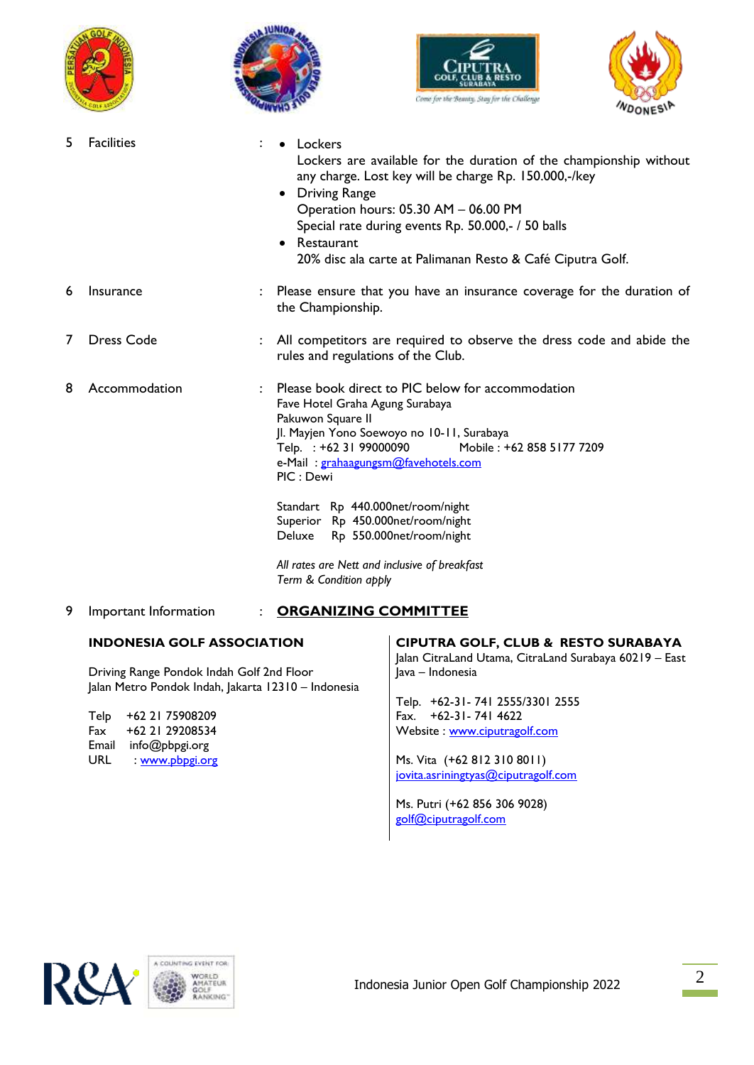5 Facilities :

- Lockers
  Lockers are available for the duration of the championship without any charge. Lost key will be charge Rp. 150.000,-/key
- Driving Range
  Operation hours: 05.30 AM – 06.00 PM
  Special rate during events Rp. 50.000,- / 50 balls
- Restaurant
  20% disc ala carte at Palimanan Resto & Café Ciputra Golf.

6 Insurance : Please ensure that you have an insurance coverage for the duration of the Championship.

7 Dress Code : All competitors are required to observe the dress code and abide the rules and regulations of the Club.

8 Accommodation : Please book direct to PIC below for accommodation

Fave Hotel Graha Agung Surabaya
Pakuwon Square II
Jl. Mayjen Yono Soewoyo no 10-11, Surabaya
Telp. : +62 31 99000090 Mobile : +62 858 5177 7209
e-Mail : grahaagungsm@favehotels.com
PIC : Dewi

| | | |
|---|---|---|
| Standart | Rp | 440.000net/room/night |
| Superior | Rp | 450.000net/room/night |
| Deluxe | Rp | 550.000net/room/night |

*All rates are Nett and inclusive of breakfast*
*Term & Condition apply*

9 Important Information : **ORGANIZING COMMITTEE**

**INDONESIA GOLF ASSOCIATION**

Driving Range Pondok Indah Golf 2nd Floor
Jalan Metro Pondok Indah, Jakarta 12310 – Indonesia

Telp +62 21 75908209
Fax +62 21 29208534
Email info@pbpgi.org
URL : www.pbpgi.org

**CIPUTRA GOLF, CLUB & RESTO SURABAYA**
Jalan CitraLand Utama, CitraLand Surabaya 60219 – East Java – Indonesia

Telp. +62-31- 741 2555/3301 2555
Fax. +62-31- 741 4622
Website : www.ciputragolf.com

Ms. Vita (+62 812 310 8011)
jovita.asriningtyas@ciputragolf.com

Ms. Putri (+62 856 306 9028)
golf@ciputragolf.com